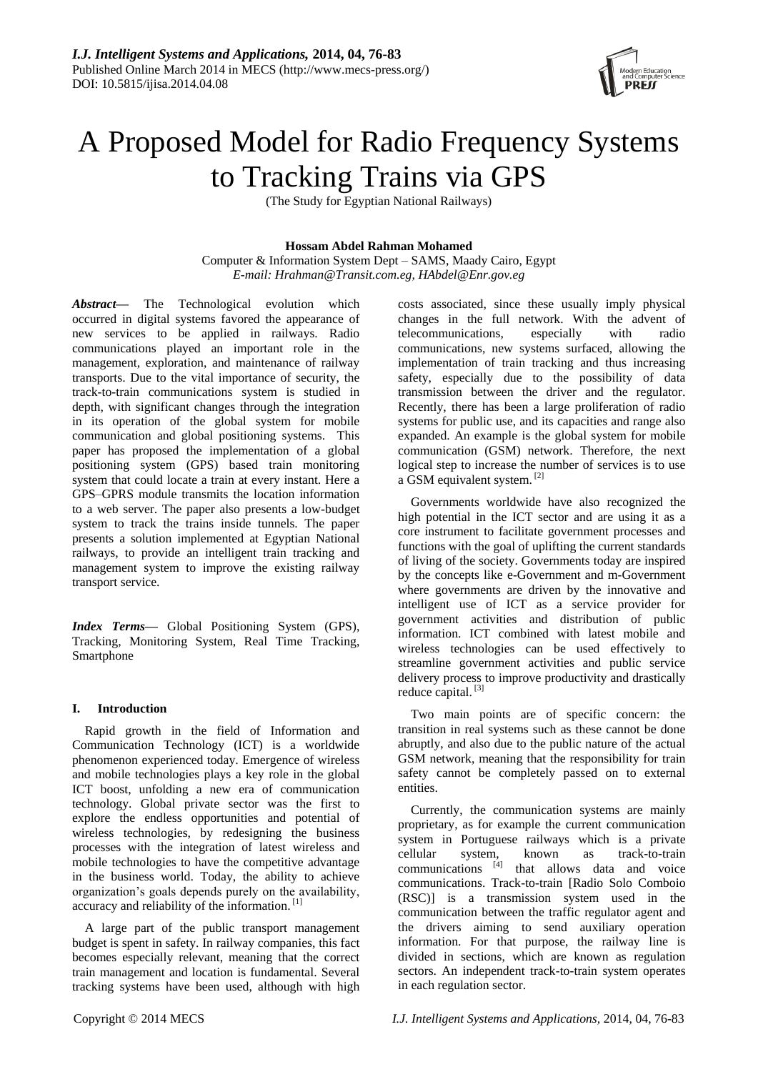# A Proposed Model for Radio Frequency Systems to Tracking Trains via GPS

(The Study for Egyptian National Railways)

**Hossam Abdel Rahman Mohamed**

Computer & Information System Dept – SAMS, Maady Cairo, Egypt

*E-mail: Hrahman@Transit.com.eg, HAbdel@Enr.gov.eg*

***Abstract*—** The Technological evolution which occurred in digital systems favored the appearance of new services to be applied in railways. Radio communications played an important role in the management, exploration, and maintenance of railway transports. Due to the vital importance of security, the track-to-train communications system is studied in depth, with significant changes through the integration in its operation of the global system for mobile communication and global positioning systems. This paper has proposed the implementation of a global positioning system (GPS) based train monitoring system that could locate a train at every instant. Here a GPS–GPRS module transmits the location information to a web server. The paper also presents a low-budget system to track the trains inside tunnels. The paper presents a solution implemented at Egyptian National railways, to provide an intelligent train tracking and management system to improve the existing railway transport service.

***Index Terms*—** Global Positioning System (GPS), Tracking, Monitoring System, Real Time Tracking, Smartphone

## I. Introduction

Rapid growth in the field of Information and Communication Technology (ICT) is a worldwide phenomenon experienced today. Emergence of wireless and mobile technologies plays a key role in the global ICT boost, unfolding a new era of communication technology. Global private sector was the first to explore the endless opportunities and potential of wireless technologies, by redesigning the business processes with the integration of latest wireless and mobile technologies to have the competitive advantage in the business world. Today, the ability to achieve organization's goals depends purely on the availability, accuracy and reliability of the information. [1]

A large part of the public transport management budget is spent in safety. In railway companies, this fact becomes especially relevant, meaning that the correct train management and location is fundamental. Several tracking systems have been used, although with high costs associated, since these usually imply physical changes in the full network. With the advent of telecommunications, especially with radio communications, new systems surfaced, allowing the implementation of train tracking and thus increasing safety, especially due to the possibility of data transmission between the driver and the regulator. Recently, there has been a large proliferation of radio systems for public use, and its capacities and range also expanded. An example is the global system for mobile communication (GSM) network. Therefore, the next logical step to increase the number of services is to use a GSM equivalent system. [2]

Governments worldwide have also recognized the high potential in the ICT sector and are using it as a core instrument to facilitate government processes and functions with the goal of uplifting the current standards of living of the society. Governments today are inspired by the concepts like e-Government and m-Government where governments are driven by the innovative and intelligent use of ICT as a service provider for government activities and distribution of public information. ICT combined with latest mobile and wireless technologies can be used effectively to streamline government activities and public service delivery process to improve productivity and drastically reduce capital. [3]

Two main points are of specific concern: the transition in real systems such as these cannot be done abruptly, and also due to the public nature of the actual GSM network, meaning that the responsibility for train safety cannot be completely passed on to external entities.

Currently, the communication systems are mainly proprietary, as for example the current communication system in Portuguese railways which is a private cellular system, known as track-to-train communications [4] that allows data and voice communications. Track-to-train [Radio Solo Comboio (RSC)] is a transmission system used in the communication between the traffic regulator agent and the drivers aiming to send auxiliary operation information. For that purpose, the railway line is divided in sections, which are known as regulation sectors. An independent track-to-train system operates in each regulation sector.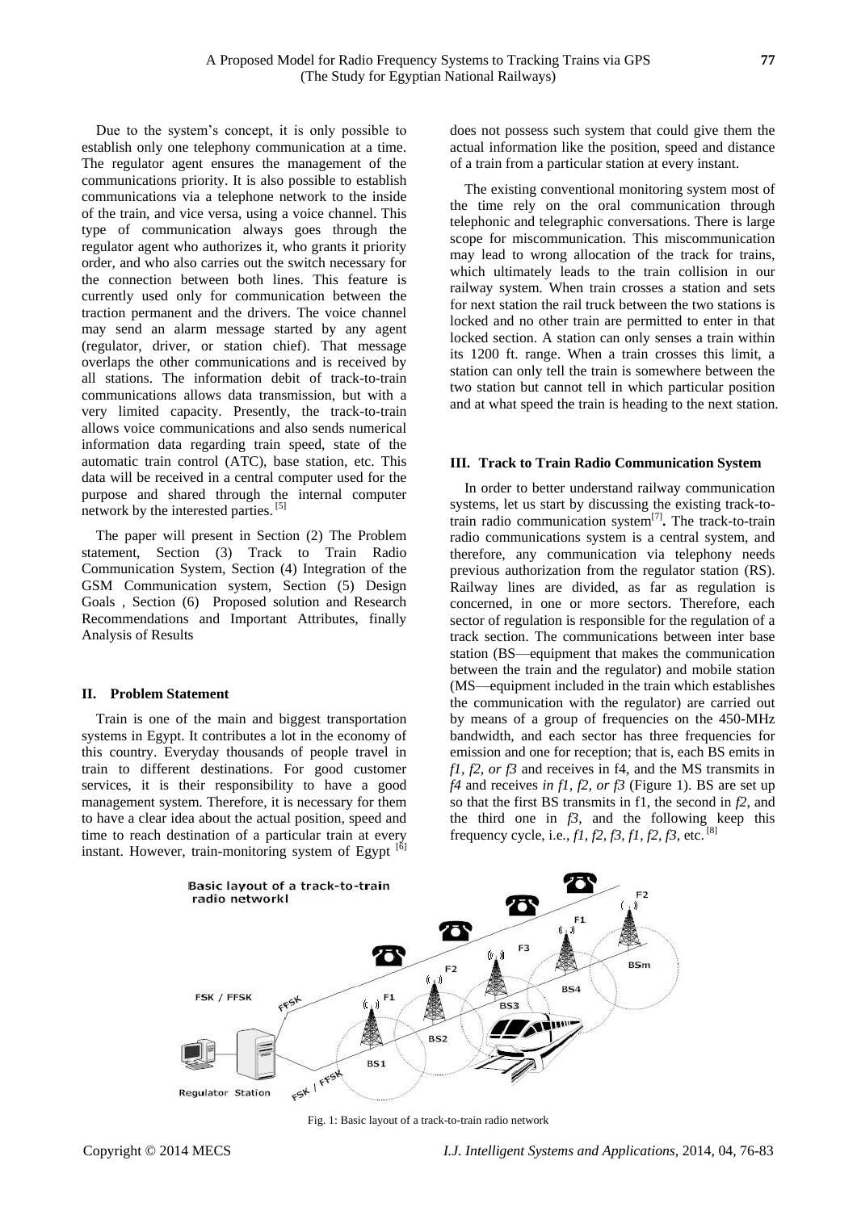Due to the system's concept, it is only possible to establish only one telephony communication at a time. The regulator agent ensures the management of the communications priority. It is also possible to establish communications via a telephone network to the inside of the train, and vice versa, using a voice channel. This type of communication always goes through the regulator agent who authorizes it, who grants it priority order, and who also carries out the switch necessary for the connection between both lines. This feature is currently used only for communication between the traction permanent and the drivers. The voice channel may send an alarm message started by any agent (regulator, driver, or station chief). That message overlaps the other communications and is received by all stations. The information debit of track-to-train communications allows data transmission, but with a very limited capacity. Presently, the track-to-train allows voice communications and also sends numerical information data regarding train speed, state of the automatic train control (ATC), base station, etc. This data will be received in a central computer used for the purpose and shared through the internal computer network by the interested parties. [5]

The paper will present in Section (2) The Problem statement, Section (3) Track to Train Radio Communication System, Section (4) Integration of the GSM Communication system, Section (5) Design Goals , Section (6) Proposed solution and Research Recommendations and Important Attributes, finally Analysis of Results

## II. Problem Statement

Train is one of the main and biggest transportation systems in Egypt. It contributes a lot in the economy of this country. Everyday thousands of people travel in train to different destinations. For good customer services, it is their responsibility to have a good management system. Therefore, it is necessary for them to have a clear idea about the actual position, speed and time to reach destination of a particular train at every instant. However, train-monitoring system of Egypt [6] does not possess such system that could give them the actual information like the position, speed and distance of a train from a particular station at every instant.

The existing conventional monitoring system most of the time rely on the oral communication through telephonic and telegraphic conversations. There is large scope for miscommunication. This miscommunication may lead to wrong allocation of the track for trains, which ultimately leads to the train collision in our railway system. When train crosses a station and sets for next station the rail truck between the two stations is locked and no other train are permitted to enter in that locked section. A station can only senses a train within its 1200 ft. range. When a train crosses this limit, a station can only tell the train is somewhere between the two station but cannot tell in which particular position and at what speed the train is heading to the next station.

## III. Track to Train Radio Communication System

In order to better understand railway communication systems, let us start by discussing the existing track-to-train radio communication system[7]**.** The track-to-train radio communications system is a central system, and therefore, any communication via telephony needs previous authorization from the regulator station (RS). Railway lines are divided, as far as regulation is concerned, in one or more sectors. Therefore, each sector of regulation is responsible for the regulation of a track section. The communications between inter base station (BS—equipment that makes the communication between the train and the regulator) and mobile station (MS—equipment included in the train which establishes the communication with the regulator) are carried out by means of a group of frequencies on the 450-MHz bandwidth, and each sector has three frequencies for emission and one for reception; that is, each BS emits in *f1, f2, or f3* and receives in f4, and the MS transmits in *f4* and receives *in f1, f2, or f3* (Figure 1). BS are set up so that the first BS transmits in f1, the second in *f2*, and the third one in *f3*, and the following keep this frequency cycle, i.e., *f1, f2, f3, f1, f2, f3,* etc. [8]

Fig. 1: Basic layout of a track-to-train radio network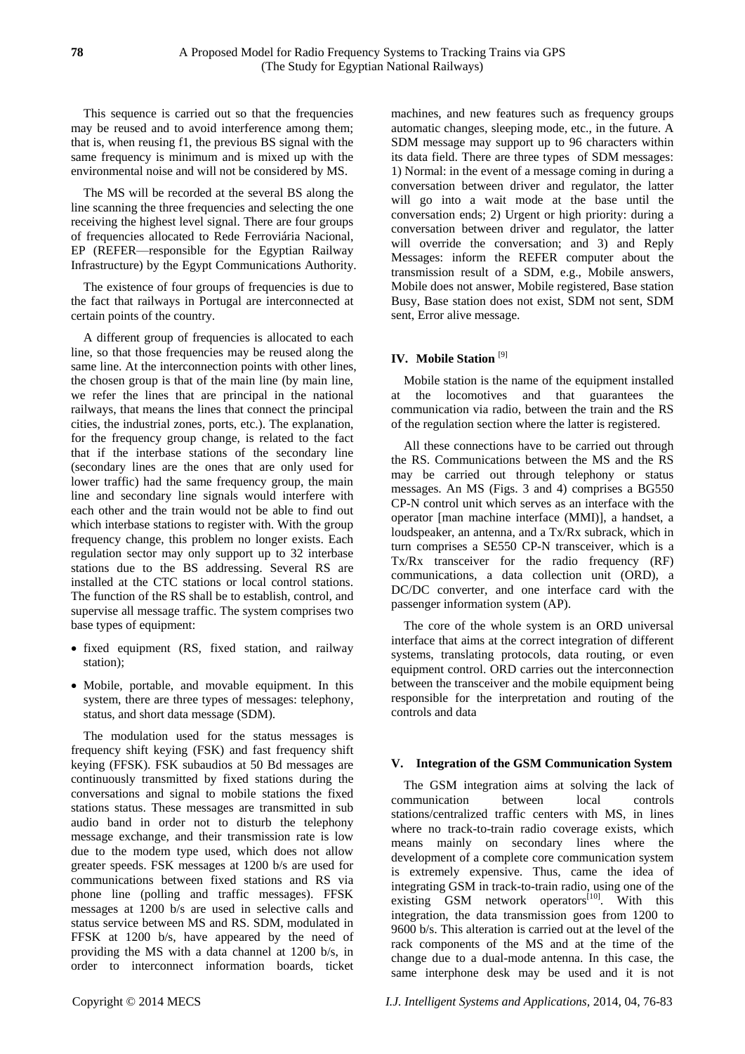This sequence is carried out so that the frequencies may be reused and to avoid interference among them; that is, when reusing f1, the previous BS signal with the same frequency is minimum and is mixed up with the environmental noise and will not be considered by MS.

The MS will be recorded at the several BS along the line scanning the three frequencies and selecting the one receiving the highest level signal. There are four groups of frequencies allocated to Rede Ferroviária Nacional, EP (REFER—responsible for the Egyptian Railway Infrastructure) by the Egypt Communications Authority.

The existence of four groups of frequencies is due to the fact that railways in Portugal are interconnected at certain points of the country.

A different group of frequencies is allocated to each line, so that those frequencies may be reused along the same line. At the interconnection points with other lines, the chosen group is that of the main line (by main line, we refer the lines that are principal in the national railways, that means the lines that connect the principal cities, the industrial zones, ports, etc.). The explanation, for the frequency group change, is related to the fact that if the interbase stations of the secondary line (secondary lines are the ones that are only used for lower traffic) had the same frequency group, the main line and secondary line signals would interfere with each other and the train would not be able to find out which interbase stations to register with. With the group frequency change, this problem no longer exists. Each regulation sector may only support up to 32 interbase stations due to the BS addressing. Several RS are installed at the CTC stations or local control stations. The function of the RS shall be to establish, control, and supervise all message traffic. The system comprises two base types of equipment:

- fixed equipment (RS, fixed station, and railway station);
- Mobile, portable, and movable equipment. In this system, there are three types of messages: telephony, status, and short data message (SDM).

The modulation used for the status messages is frequency shift keying (FSK) and fast frequency shift keying (FFSK). FSK subaudios at 50 Bd messages are continuously transmitted by fixed stations during the conversations and signal to mobile stations the fixed stations status. These messages are transmitted in sub audio band in order not to disturb the telephony message exchange, and their transmission rate is low due to the modem type used, which does not allow greater speeds. FSK messages at 1200 b/s are used for communications between fixed stations and RS via phone line (polling and traffic messages). FFSK messages at 1200 b/s are used in selective calls and status service between MS and RS. SDM, modulated in FFSK at 1200 b/s, have appeared by the need of providing the MS with a data channel at 1200 b/s, in order to interconnect information boards, ticket machines, and new features such as frequency groups automatic changes, sleeping mode, etc., in the future. A SDM message may support up to 96 characters within its data field. There are three types of SDM messages: 1) Normal: in the event of a message coming in during a conversation between driver and regulator, the latter will go into a wait mode at the base until the conversation ends; 2) Urgent or high priority: during a conversation between driver and regulator, the latter will override the conversation; and 3) and Reply Messages: inform the REFER computer about the transmission result of a SDM, e.g., Mobile answers, Mobile does not answer, Mobile registered, Base station Busy, Base station does not exist, SDM not sent, SDM sent, Error alive message.

## IV. Mobile Station [9]

Mobile station is the name of the equipment installed at the locomotives and that guarantees the communication via radio, between the train and the RS of the regulation section where the latter is registered.

All these connections have to be carried out through the RS. Communications between the MS and the RS may be carried out through telephony or status messages. An MS (Figs. 3 and 4) comprises a BG550 CP-N control unit which serves as an interface with the operator [man machine interface (MMI)], a handset, a loudspeaker, an antenna, and a Tx/Rx subrack, which in turn comprises a SE550 CP-N transceiver, which is a Tx/Rx transceiver for the radio frequency (RF) communications, a data collection unit (ORD), a DC/DC converter, and one interface card with the passenger information system (AP).

The core of the whole system is an ORD universal interface that aims at the correct integration of different systems, translating protocols, data routing, or even equipment control. ORD carries out the interconnection between the transceiver and the mobile equipment being responsible for the interpretation and routing of the controls and data

## V. Integration of the GSM Communication System

The GSM integration aims at solving the lack of communication between local controls stations/centralized traffic centers with MS, in lines where no track-to-train radio coverage exists, which means mainly on secondary lines where the development of a complete core communication system is extremely expensive. Thus, came the idea of integrating GSM in track-to-train radio, using one of the existing GSM network operators[10]. With this integration, the data transmission goes from 1200 to 9600 b/s. This alteration is carried out at the level of the rack components of the MS and at the time of the change due to a dual-mode antenna. In this case, the same interphone desk may be used and it is not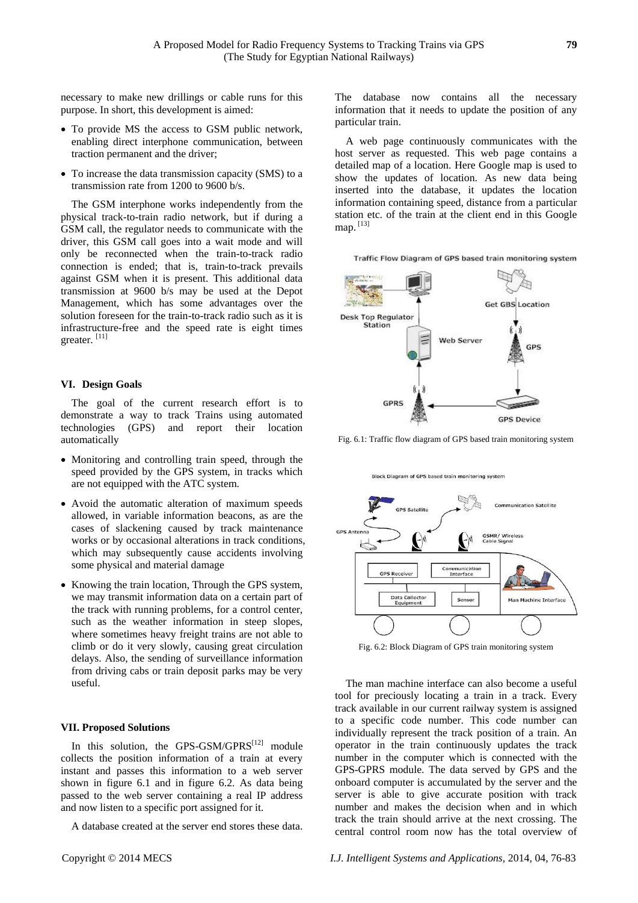necessary to make new drillings or cable runs for this purpose. In short, this development is aimed:

- To provide MS the access to GSM public network, enabling direct interphone communication, between traction permanent and the driver;
- To increase the data transmission capacity (SMS) to a transmission rate from 1200 to 9600 b/s.

The GSM interphone works independently from the physical track-to-train radio network, but if during a GSM call, the regulator needs to communicate with the driver, this GSM call goes into a wait mode and will only be reconnected when the train-to-track radio connection is ended; that is, train-to-track prevails against GSM when it is present. This additional data transmission at 9600 b/s may be used at the Depot Management, which has some advantages over the solution foreseen for the train-to-track radio such as it is infrastructure-free and the speed rate is eight times greater. [11]

## VI. Design Goals

The goal of the current research effort is to demonstrate a way to track Trains using automated technologies (GPS) and report their location automatically

- Monitoring and controlling train speed, through the speed provided by the GPS system, in tracks which are not equipped with the ATC system.
- Avoid the automatic alteration of maximum speeds allowed, in variable information beacons, as are the cases of slackening caused by track maintenance works or by occasional alterations in track conditions, which may subsequently cause accidents involving some physical and material damage
- Knowing the train location, Through the GPS system, we may transmit information data on a certain part of the track with running problems, for a control center, such as the weather information in steep slopes, where sometimes heavy freight trains are not able to climb or do it very slowly, causing great circulation delays. Also, the sending of surveillance information from driving cabs or train deposit parks may be very useful.

## VII. Proposed Solutions

In this solution, the GPS-GSM/GPRS[12] module collects the position information of a train at every instant and passes this information to a web server shown in figure 6.1 and in figure 6.2. As data being passed to the web server containing a real IP address and now listen to a specific port assigned for it.

A database created at the server end stores these data. The database now contains all the necessary information that it needs to update the position of any particular train.

A web page continuously communicates with the host server as requested. This web page contains a detailed map of a location. Here Google map is used to show the updates of location. As new data being inserted into the database, it updates the location information containing speed, distance from a particular station etc. of the train at the client end in this Google map. [13]

Fig. 6.1: Traffic flow diagram of GPS based train monitoring system

Fig. 6.2: Block Diagram of GPS train monitoring system

The man machine interface can also become a useful tool for preciously locating a train in a track. Every track available in our current railway system is assigned to a specific code number. This code number can individually represent the track position of a train. An operator in the train continuously updates the track number in the computer which is connected with the GPS-GPRS module. The data served by GPS and the onboard computer is accumulated by the server and the server is able to give accurate position with track number and makes the decision when and in which track the train should arrive at the next crossing. The central control room now has the total overview of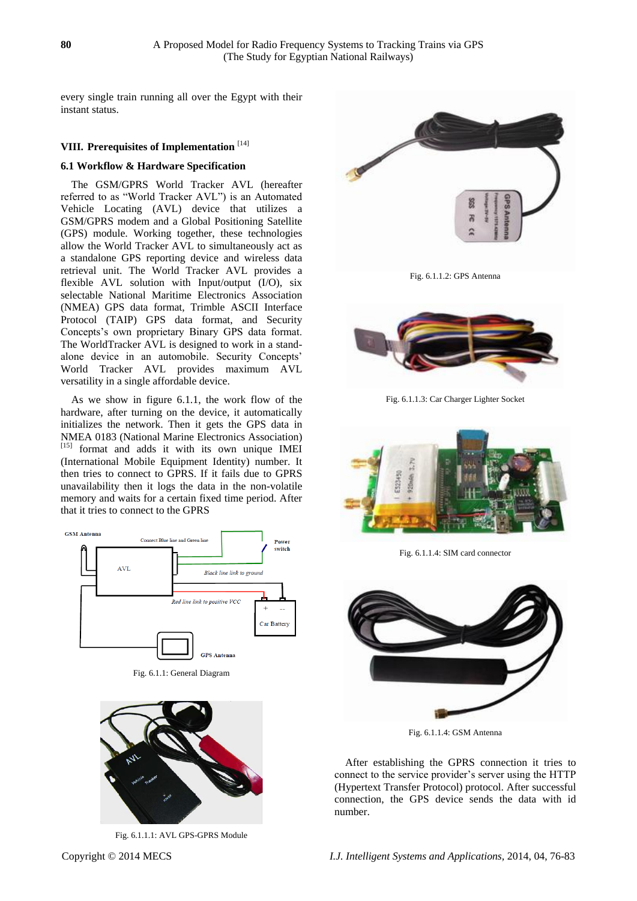every single train running all over the Egypt with their instant status.

## VIII. Prerequisites of Implementation [14]

### 6.1 Workflow & Hardware Specification

The GSM/GPRS World Tracker AVL (hereafter referred to as "World Tracker AVL") is an Automated Vehicle Locating (AVL) device that utilizes a GSM/GPRS modem and a Global Positioning Satellite (GPS) module. Working together, these technologies allow the World Tracker AVL to simultaneously act as a standalone GPS reporting device and wireless data retrieval unit. The World Tracker AVL provides a flexible AVL solution with Input/output (I/O), six selectable National Maritime Electronics Association (NMEA) GPS data format, Trimble ASCII Interface Protocol (TAIP) GPS data format, and Security Concepts's own proprietary Binary GPS data format. The WorldTracker AVL is designed to work in a stand-alone device in an automobile. Security Concepts' World Tracker AVL provides maximum AVL versatility in a single affordable device.

As we show in figure 6.1.1, the work flow of the hardware, after turning on the device, it automatically initializes the network. Then it gets the GPS data in NMEA 0183 (National Marine Electronics Association) [15] format and adds it with its own unique IMEI (International Mobile Equipment Identity) number. It then tries to connect to GPRS. If it fails due to GPRS unavailability then it logs the data in the non-volatile memory and waits for a certain fixed time period. After that it tries to connect to the GPRS

Fig. 6.1.1: General Diagram

Fig. 6.1.1.1: AVL GPS-GPRS Module

Fig. 6.1.1.2: GPS Antenna

Fig. 6.1.1.3: Car Charger Lighter Socket

Fig. 6.1.1.4: SIM card connector

Fig. 6.1.1.4: GSM Antenna

After establishing the GPRS connection it tries to connect to the service provider's server using the HTTP (Hypertext Transfer Protocol) protocol. After successful connection, the GPS device sends the data with id number.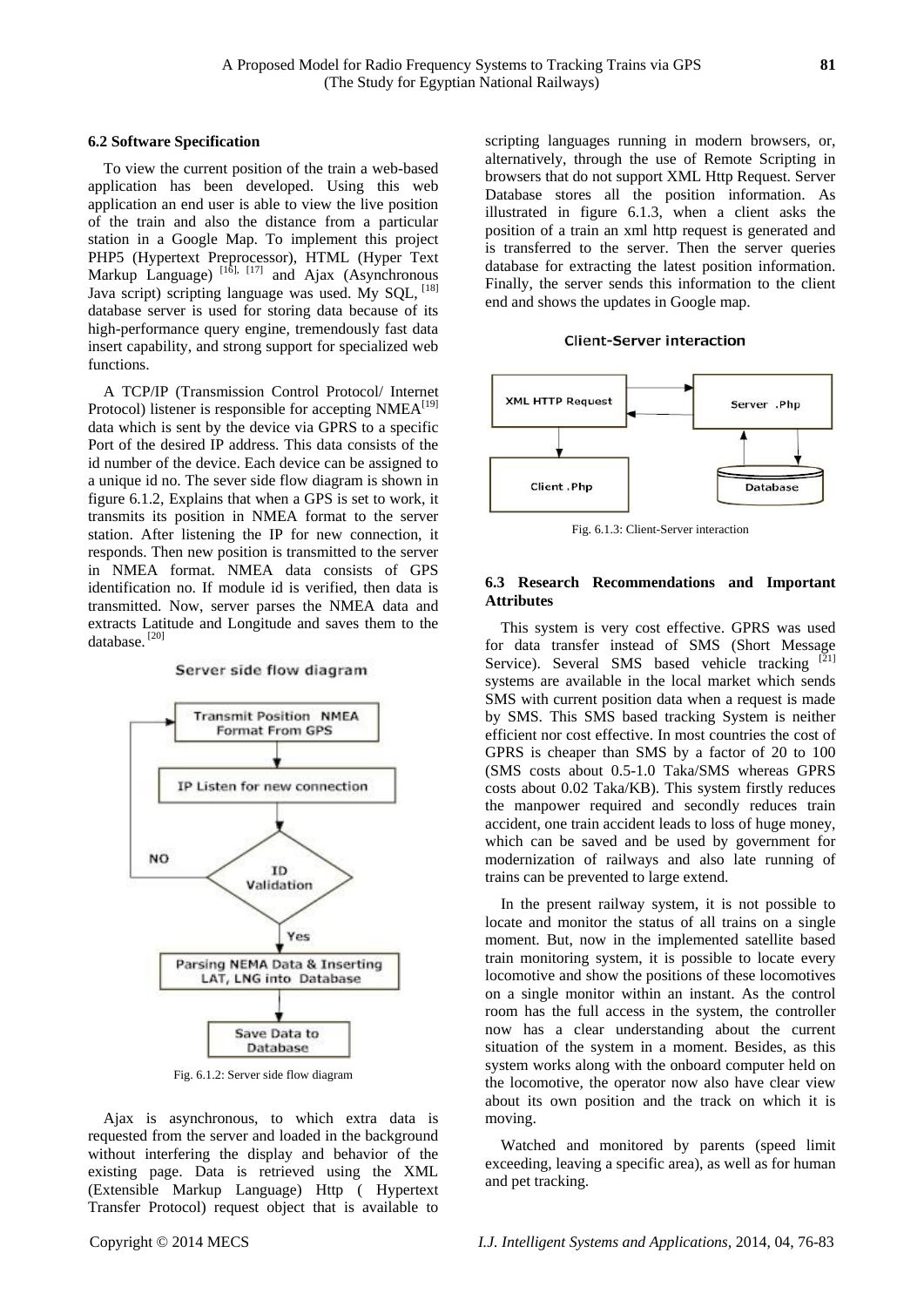### 6.2 Software Specification

To view the current position of the train a web-based application has been developed. Using this web application an end user is able to view the live position of the train and also the distance from a particular station in a Google Map. To implement this project PHP5 (Hypertext Preprocessor), HTML (Hyper Text Markup Language) [16], [17] and Ajax (Asynchronous Java script) scripting language was used. My SQL, [18] database server is used for storing data because of its high-performance query engine, tremendously fast data insert capability, and strong support for specialized web functions.

A TCP/IP (Transmission Control Protocol/ Internet Protocol) listener is responsible for accepting NMEA[19] data which is sent by the device via GPRS to a specific Port of the desired IP address. This data consists of the id number of the device. Each device can be assigned to a unique id no. The sever side flow diagram is shown in figure 6.1.2, Explains that when a GPS is set to work, it transmits its position in NMEA format to the server station. After listening the IP for new connection, it responds. Then new position is transmitted to the server in NMEA format. NMEA data consists of GPS identification no. If module id is verified, then data is transmitted. Now, server parses the NMEA data and extracts Latitude and Longitude and saves them to the database. [20]

Fig. 6.1.2: Server side flow diagram

Ajax is asynchronous, to which extra data is requested from the server and loaded in the background without interfering the display and behavior of the existing page. Data is retrieved using the XML (Extensible Markup Language) Http ( Hypertext Transfer Protocol) request object that is available to scripting languages running in modern browsers, or, alternatively, through the use of Remote Scripting in browsers that do not support XML Http Request. Server Database stores all the position information. As illustrated in figure 6.1.3, when a client asks the position of a train an xml http request is generated and is transferred to the server. Then the server queries database for extracting the latest position information. Finally, the server sends this information to the client end and shows the updates in Google map.

Fig. 6.1.3: Client-Server interaction

### 6.3 Research Recommendations and Important Attributes

This system is very cost effective. GPRS was used for data transfer instead of SMS (Short Message Service). Several SMS based vehicle tracking [21] systems are available in the local market which sends SMS with current position data when a request is made by SMS. This SMS based tracking System is neither efficient nor cost effective. In most countries the cost of GPRS is cheaper than SMS by a factor of 20 to 100 (SMS costs about 0.5-1.0 Taka/SMS whereas GPRS costs about 0.02 Taka/KB). This system firstly reduces the manpower required and secondly reduces train accident, one train accident leads to loss of huge money, which can be saved and be used by government for modernization of railways and also late running of trains can be prevented to large extend.

In the present railway system, it is not possible to locate and monitor the status of all trains on a single moment. But, now in the implemented satellite based train monitoring system, it is possible to locate every locomotive and show the positions of these locomotives on a single monitor within an instant. As the control room has the full access in the system, the controller now has a clear understanding about the current situation of the system in a moment. Besides, as this system works along with the onboard computer held on the locomotive, the operator now also have clear view about its own position and the track on which it is moving.

Watched and monitored by parents (speed limit exceeding, leaving a specific area), as well as for human and pet tracking.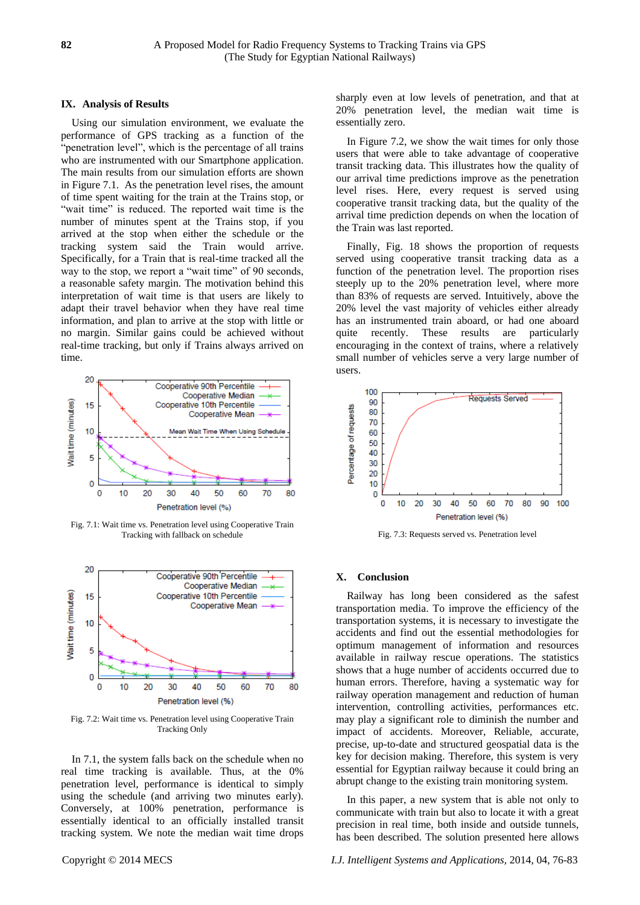## IX. Analysis of Results

Using our simulation environment, we evaluate the performance of GPS tracking as a function of the "penetration level", which is the percentage of all trains who are instrumented with our Smartphone application. The main results from our simulation efforts are shown in Figure 7.1. As the penetration level rises, the amount of time spent waiting for the train at the Trains stop, or "wait time" is reduced. The reported wait time is the number of minutes spent at the Trains stop, if you arrived at the stop when either the schedule or the tracking system said the Train would arrive. Specifically, for a Train that is real-time tracked all the way to the stop, we report a "wait time" of 90 seconds, a reasonable safety margin. The motivation behind this interpretation of wait time is that users are likely to adapt their travel behavior when they have real time information, and plan to arrive at the stop with little or no margin. Similar gains could be achieved without real-time tracking, but only if Trains always arrived on time.

Fig. 7.1: Wait time vs. Penetration level using Cooperative Train Tracking with fallback on schedule

Fig. 7.2: Wait time vs. Penetration level using Cooperative Train Tracking Only

In 7.1, the system falls back on the schedule when no real time tracking is available. Thus, at the 0% penetration level, performance is identical to simply using the schedule (and arriving two minutes early). Conversely, at 100% penetration, performance is essentially identical to an officially installed transit tracking system. We note the median wait time drops sharply even at low levels of penetration, and that at 20% penetration level, the median wait time is essentially zero.

In Figure 7.2, we show the wait times for only those users that were able to take advantage of cooperative transit tracking data. This illustrates how the quality of our arrival time predictions improve as the penetration level rises. Here, every request is served using cooperative transit tracking data, but the quality of the arrival time prediction depends on when the location of the Train was last reported.

Finally, Fig. 18 shows the proportion of requests served using cooperative transit tracking data as a function of the penetration level. The proportion rises steeply up to the 20% penetration level, where more than 83% of requests are served. Intuitively, above the 20% level the vast majority of vehicles either already has an instrumented train aboard, or had one aboard quite recently. These results are particularly encouraging in the context of trains, where a relatively small number of vehicles serve a very large number of users.

Fig. 7.3: Requests served vs. Penetration level

## X. Conclusion

Railway has long been considered as the safest transportation media. To improve the efficiency of the transportation systems, it is necessary to investigate the accidents and find out the essential methodologies for optimum management of information and resources available in railway rescue operations. The statistics shows that a huge number of accidents occurred due to human errors. Therefore, having a systematic way for railway operation management and reduction of human intervention, controlling activities, performances etc. may play a significant role to diminish the number and impact of accidents. Moreover, Reliable, accurate, precise, up-to-date and structured geospatial data is the key for decision making. Therefore, this system is very essential for Egyptian railway because it could bring an abrupt change to the existing train monitoring system.

In this paper, a new system that is able not only to communicate with train but also to locate it with a great precision in real time, both inside and outside tunnels, has been described. The solution presented here allows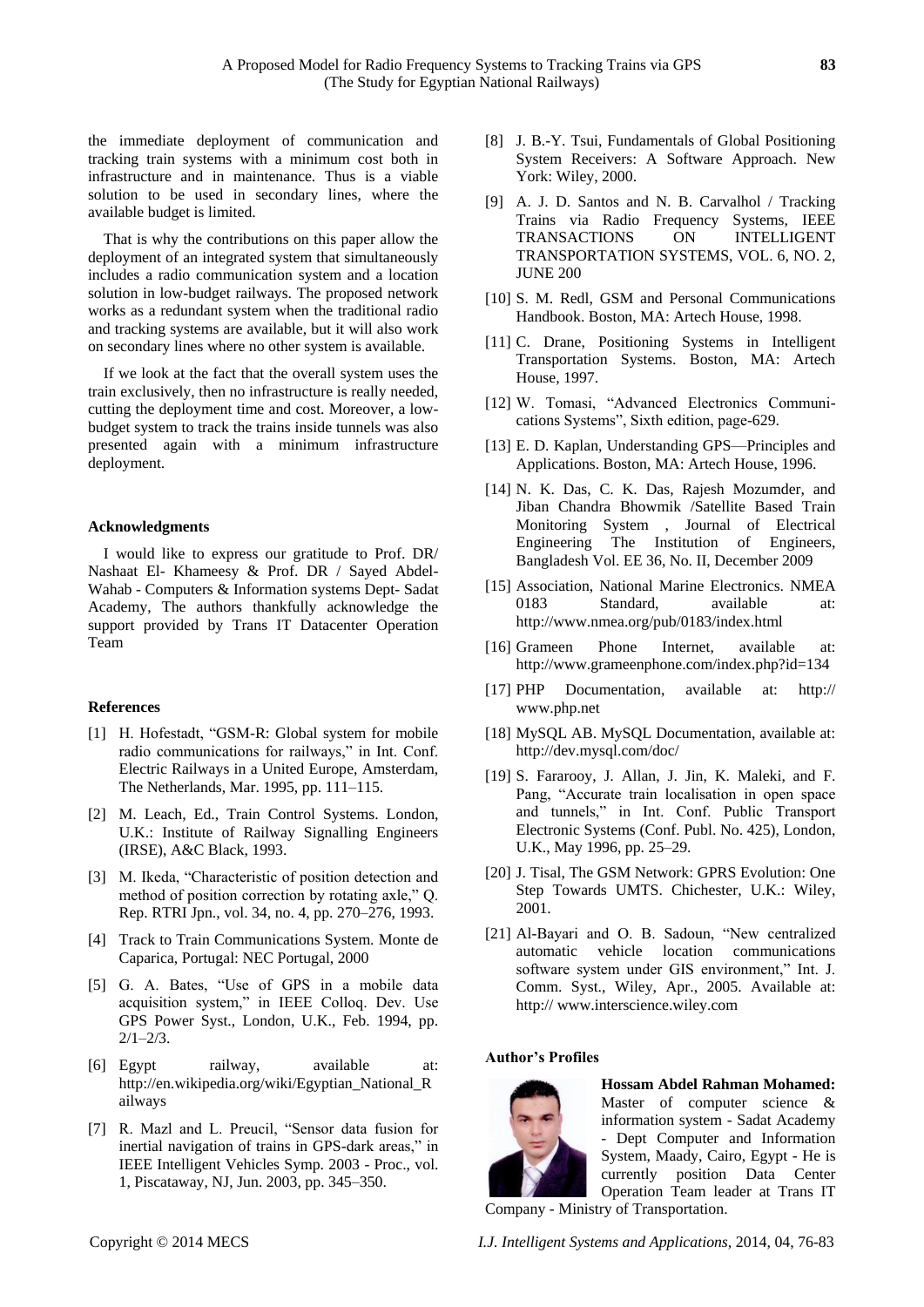the immediate deployment of communication and tracking train systems with a minimum cost both in infrastructure and in maintenance. Thus is a viable solution to be used in secondary lines, where the available budget is limited.

That is why the contributions on this paper allow the deployment of an integrated system that simultaneously includes a radio communication system and a location solution in low-budget railways. The proposed network works as a redundant system when the traditional radio and tracking systems are available, but it will also work on secondary lines where no other system is available.

If we look at the fact that the overall system uses the train exclusively, then no infrastructure is really needed, cutting the deployment time and cost. Moreover, a low-budget system to track the trains inside tunnels was also presented again with a minimum infrastructure deployment.

### Acknowledgments

I would like to express our gratitude to Prof. DR/ Nashaat El- Khameesy & Prof. DR / Sayed Abdel-Wahab - Computers & Information systems Dept- Sadat Academy, The authors thankfully acknowledge the support provided by Trans IT Datacenter Operation Team

### References

[1] H. Hofestadt, "GSM-R: Global system for mobile radio communications for railways," in Int. Conf. Electric Railways in a United Europe, Amsterdam, The Netherlands, Mar. 1995, pp. 111–115.

[2] M. Leach, Ed., Train Control Systems. London, U.K.: Institute of Railway Signalling Engineers (IRSE), A&C Black, 1993.

[3] M. Ikeda, "Characteristic of position detection and method of position correction by rotating axle," Q. Rep. RTRI Jpn., vol. 34, no. 4, pp. 270–276, 1993.

[4] Track to Train Communications System. Monte de Caparica, Portugal: NEC Portugal, 2000

[5] G. A. Bates, "Use of GPS in a mobile data acquisition system," in IEEE Colloq. Dev. Use GPS Power Syst., London, U.K., Feb. 1994, pp. 2/1–2/3.

[6] Egypt railway, available at: http://en.wikipedia.org/wiki/Egyptian_National_Railways

[7] R. Mazl and L. Preucil, "Sensor data fusion for inertial navigation of trains in GPS-dark areas," in IEEE Intelligent Vehicles Symp. 2003 - Proc., vol. 1, Piscataway, NJ, Jun. 2003, pp. 345–350.

[8] J. B.-Y. Tsui, Fundamentals of Global Positioning System Receivers: A Software Approach. New York: Wiley, 2000.

[9] A. J. D. Santos and N. B. Carvalhol / Tracking Trains via Radio Frequency Systems, IEEE TRANSACTIONS ON INTELLIGENT TRANSPORTATION SYSTEMS, VOL. 6, NO. 2, JUNE 200

[10] S. M. Redl, GSM and Personal Communications Handbook. Boston, MA: Artech House, 1998.

[11] C. Drane, Positioning Systems in Intelligent Transportation Systems. Boston, MA: Artech House, 1997.

[12] W. Tomasi, "Advanced Electronics Communications Systems", Sixth edition, page-629.

[13] E. D. Kaplan, Understanding GPS—Principles and Applications. Boston, MA: Artech House, 1996.

[14] N. K. Das, C. K. Das, Rajesh Mozumder, and Jiban Chandra Bhowmik /Satellite Based Train Monitoring System , Journal of Electrical Engineering The Institution of Engineers, Bangladesh Vol. EE 36, No. II, December 2009

[15] Association, National Marine Electronics. NMEA 0183 Standard, available at: http://www.nmea.org/pub/0183/index.html

[16] Grameen Phone Internet, available at: http://www.grameenphone.com/index.php?id=134

[17] PHP Documentation, available at: http:// www.php.net

[18] MySQL AB. MySQL Documentation, available at: http://dev.mysql.com/doc/

[19] S. Fararooy, J. Allan, J. Jin, K. Maleki, and F. Pang, "Accurate train localisation in open space and tunnels," in Int. Conf. Public Transport Electronic Systems (Conf. Publ. No. 425), London, U.K., May 1996, pp. 25–29.

[20] J. Tisal, The GSM Network: GPRS Evolution: One Step Towards UMTS. Chichester, U.K.: Wiley, 2001.

[21] Al-Bayari and O. B. Sadoun, "New centralized automatic vehicle location communications software system under GIS environment," Int. J. Comm. Syst., Wiley, Apr., 2005. Available at: http:// www.interscience.wiley.com

### Author's Profiles

**Hossam Abdel Rahman Mohamed:** Master of computer science & information system - Sadat Academy - Dept Computer and Information System, Maady, Cairo, Egypt - He is currently position Data Center Operation Team leader at Trans IT Company - Ministry of Transportation.